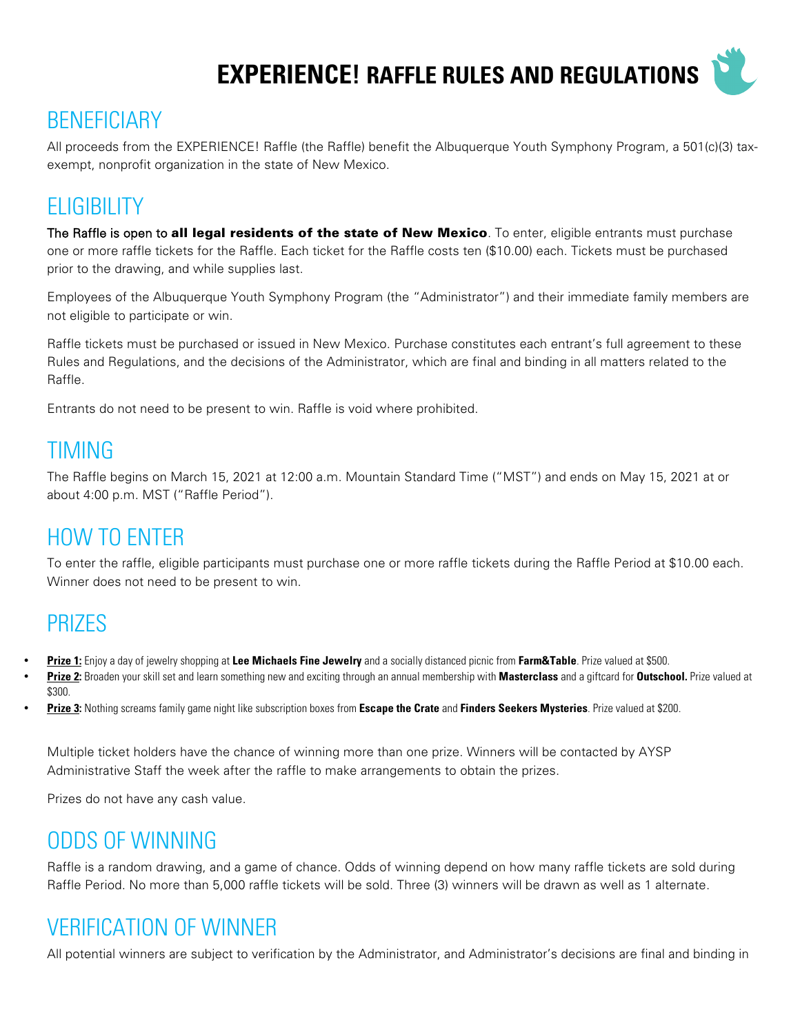# EXPERIENCE! RAFFLE RULES AND REGULATIONS

## BENEFICIARY

All proceeds from the EXPERIENCE! Raffle (the Raffle) benefit the Albuquerque Youth Symphony Program, a 501(c)(3) tax-exempt, nonprofit organization in the state of New Mexico.

## ELIGIBILITY

The Raffle is open to **all legal residents of the state of New Mexico**. To enter, eligible entrants must purchase one or more raffle tickets for the Raffle. Each ticket for the Raffle costs ten ($10.00) each. Tickets must be purchased prior to the drawing, and while supplies last.

Employees of the Albuquerque Youth Symphony Program (the "Administrator") and their immediate family members are not eligible to participate or win.

Raffle tickets must be purchased or issued in New Mexico. Purchase constitutes each entrant's full agreement to these Rules and Regulations, and the decisions of the Administrator, which are final and binding in all matters related to the Raffle.

Entrants do not need to be present to win. Raffle is void where prohibited.

## TIMING

The Raffle begins on March 15, 2021 at 12:00 a.m. Mountain Standard Time ("MST") and ends on May 15, 2021 at or about 4:00 p.m. MST ("Raffle Period").

## HOW TO ENTER

To enter the raffle, eligible participants must purchase one or more raffle tickets during the Raffle Period at $10.00 each. Winner does not need to be present to win.

## PRIZES

- **Prize 1:** Enjoy a day of jewelry shopping at **Lee Michaels Fine Jewelry** and a socially distanced picnic from **Farm&Table**. Prize valued at $500.
- **Prize 2:** Broaden your skill set and learn something new and exciting through an annual membership with **Masterclass** and a giftcard for **Outschool.** Prize valued at $300.
- **Prize 3:** Nothing screams family game night like subscription boxes from **Escape the Crate** and **Finders Seekers Mysteries**. Prize valued at $200.

Multiple ticket holders have the chance of winning more than one prize. Winners will be contacted by AYSP Administrative Staff the week after the raffle to make arrangements to obtain the prizes.

Prizes do not have any cash value.

## ODDS OF WINNING

Raffle is a random drawing, and a game of chance. Odds of winning depend on how many raffle tickets are sold during Raffle Period. No more than 5,000 raffle tickets will be sold. Three (3) winners will be drawn as well as 1 alternate.

## VERIFICATION OF WINNER

All potential winners are subject to verification by the Administrator, and Administrator's decisions are final and binding in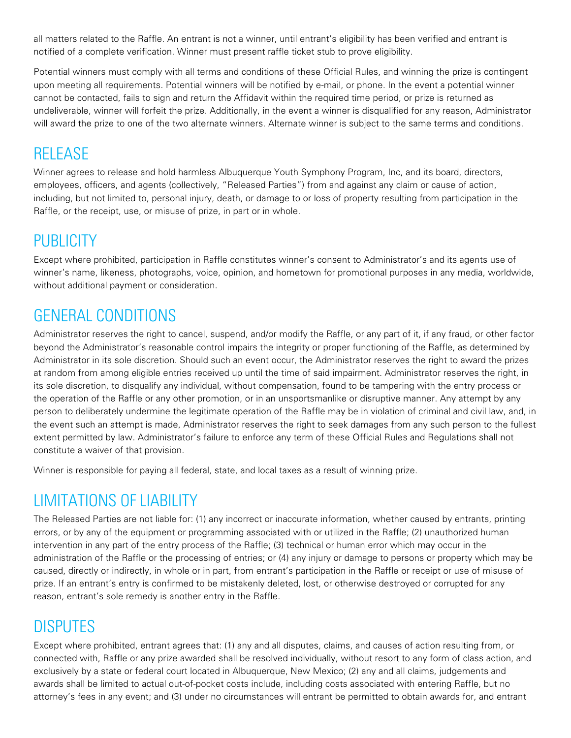all matters related to the Raffle. An entrant is not a winner, until entrant's eligibility has been verified and entrant is notified of a complete verification. Winner must present raffle ticket stub to prove eligibility.

Potential winners must comply with all terms and conditions of these Official Rules, and winning the prize is contingent upon meeting all requirements. Potential winners will be notified by e-mail, or phone. In the event a potential winner cannot be contacted, fails to sign and return the Affidavit within the required time period, or prize is returned as undeliverable, winner will forfeit the prize. Additionally, in the event a winner is disqualified for any reason, Administrator will award the prize to one of the two alternate winners. Alternate winner is subject to the same terms and conditions.

## RELEASE

Winner agrees to release and hold harmless Albuquerque Youth Symphony Program, Inc, and its board, directors, employees, officers, and agents (collectively, "Released Parties") from and against any claim or cause of action, including, but not limited to, personal injury, death, or damage to or loss of property resulting from participation in the Raffle, or the receipt, use, or misuse of prize, in part or in whole.

## PUBLICITY

Except where prohibited, participation in Raffle constitutes winner's consent to Administrator's and its agents use of winner's name, likeness, photographs, voice, opinion, and hometown for promotional purposes in any media, worldwide, without additional payment or consideration.

## GENERAL CONDITIONS

Administrator reserves the right to cancel, suspend, and/or modify the Raffle, or any part of it, if any fraud, or other factor beyond the Administrator's reasonable control impairs the integrity or proper functioning of the Raffle, as determined by Administrator in its sole discretion. Should such an event occur, the Administrator reserves the right to award the prizes at random from among eligible entries received up until the time of said impairment. Administrator reserves the right, in its sole discretion, to disqualify any individual, without compensation, found to be tampering with the entry process or the operation of the Raffle or any other promotion, or in an unsportsmanlike or disruptive manner. Any attempt by any person to deliberately undermine the legitimate operation of the Raffle may be in violation of criminal and civil law, and, in the event such an attempt is made, Administrator reserves the right to seek damages from any such person to the fullest extent permitted by law. Administrator's failure to enforce any term of these Official Rules and Regulations shall not constitute a waiver of that provision.

Winner is responsible for paying all federal, state, and local taxes as a result of winning prize.

## LIMITATIONS OF LIABILITY

The Released Parties are not liable for: (1) any incorrect or inaccurate information, whether caused by entrants, printing errors, or by any of the equipment or programming associated with or utilized in the Raffle; (2) unauthorized human intervention in any part of the entry process of the Raffle; (3) technical or human error which may occur in the administration of the Raffle or the processing of entries; or (4) any injury or damage to persons or property which may be caused, directly or indirectly, in whole or in part, from entrant's participation in the Raffle or receipt or use of misuse of prize. If an entrant's entry is confirmed to be mistakenly deleted, lost, or otherwise destroyed or corrupted for any reason, entrant's sole remedy is another entry in the Raffle.

## DISPUTES

Except where prohibited, entrant agrees that: (1) any and all disputes, claims, and causes of action resulting from, or connected with, Raffle or any prize awarded shall be resolved individually, without resort to any form of class action, and exclusively by a state or federal court located in Albuquerque, New Mexico; (2) any and all claims, judgements and awards shall be limited to actual out-of-pocket costs include, including costs associated with entering Raffle, but no attorney's fees in any event; and (3) under no circumstances will entrant be permitted to obtain awards for, and entrant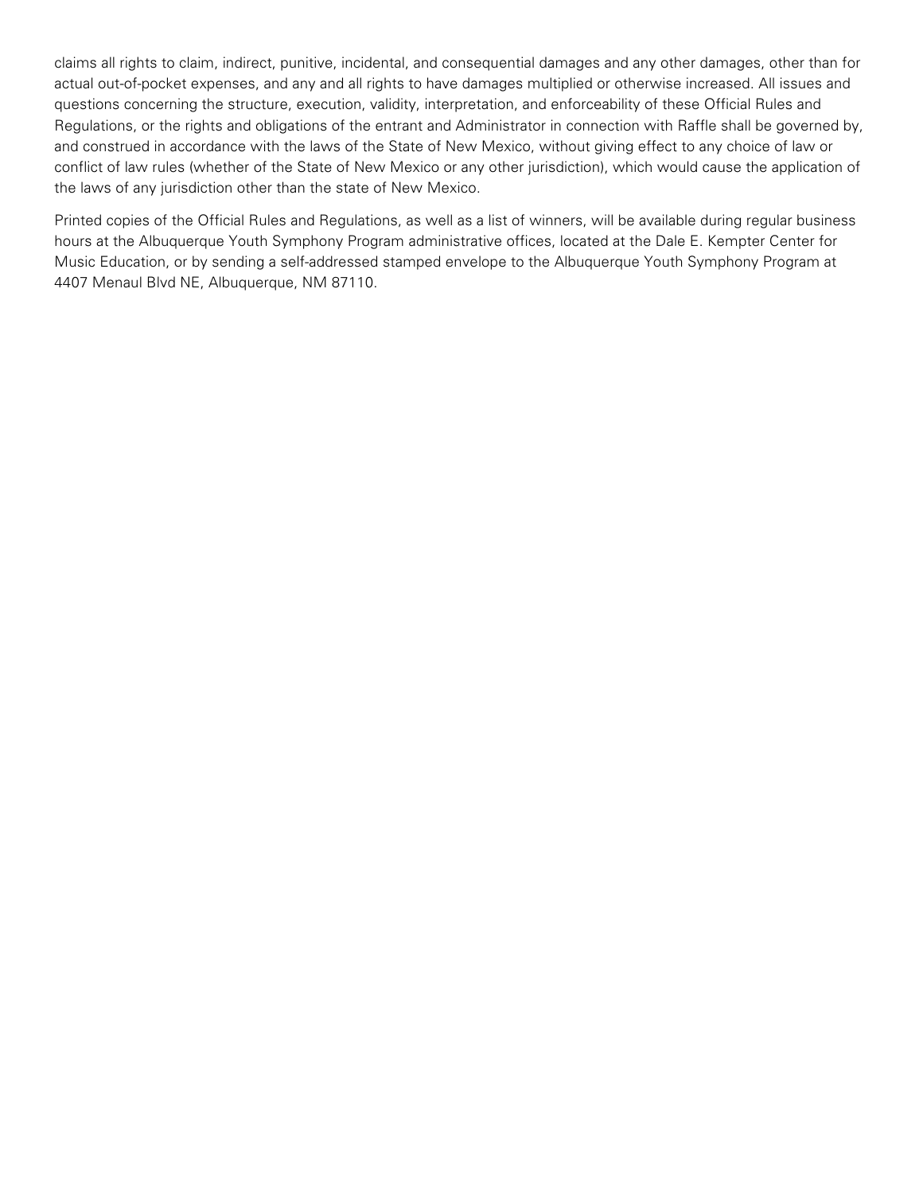claims all rights to claim, indirect, punitive, incidental, and consequential damages and any other damages, other than for actual out-of-pocket expenses, and any and all rights to have damages multiplied or otherwise increased. All issues and questions concerning the structure, execution, validity, interpretation, and enforceability of these Official Rules and Regulations, or the rights and obligations of the entrant and Administrator in connection with Raffle shall be governed by, and construed in accordance with the laws of the State of New Mexico, without giving effect to any choice of law or conflict of law rules (whether of the State of New Mexico or any other jurisdiction), which would cause the application of the laws of any jurisdiction other than the state of New Mexico.

Printed copies of the Official Rules and Regulations, as well as a list of winners, will be available during regular business hours at the Albuquerque Youth Symphony Program administrative offices, located at the Dale E. Kempter Center for Music Education, or by sending a self-addressed stamped envelope to the Albuquerque Youth Symphony Program at 4407 Menaul Blvd NE, Albuquerque, NM 87110.